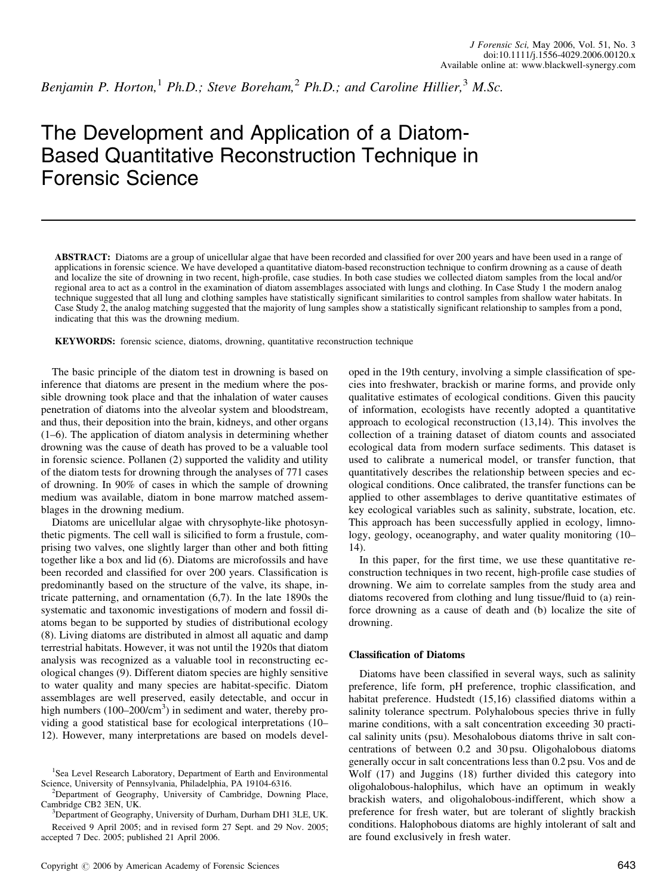*Benjamin P. Horton,*[1] *Ph.D.; Steve Boreham,*[2] *Ph.D.; and Caroline Hillier,*[3] *M.Sc.*

# The Development and Application of a Diatom-Based Quantitative Reconstruction Technique in Forensic Science

**ABSTRACT:** Diatoms are a group of unicellular algae that have been recorded and classified for over 200 years and have been used in a range of applications in forensic science. We have developed a quantitative diatom-based reconstruction technique to confirm drowning as a cause of death and localize the site of drowning in two recent, high-profile, case studies. In both case studies we collected diatom samples from the local and/or regional area to act as a control in the examination of diatom assemblages associated with lungs and clothing. In Case Study 1 the modern analog technique suggested that all lung and clothing samples have statistically significant similarities to control samples from shallow water habitats. In Case Study 2, the analog matching suggested that the majority of lung samples show a statistically significant relationship to samples from a pond, indicating that this was the drowning medium.

**KEYWORDS:** forensic science, diatoms, drowning, quantitative reconstruction technique

The basic principle of the diatom test in drowning is based on inference that diatoms are present in the medium where the possible drowning took place and that the inhalation of water causes penetration of diatoms into the alveolar system and bloodstream, and thus, their deposition into the brain, kidneys, and other organs (1–6). The application of diatom analysis in determining whether drowning was the cause of death has proved to be a valuable tool in forensic science. Pollanen (2) supported the validity and utility of the diatom tests for drowning through the analyses of 771 cases of drowning. In 90% of cases in which the sample of drowning medium was available, diatom in bone marrow matched assemblages in the drowning medium.

Diatoms are unicellular algae with chrysophyte-like photosynthetic pigments. The cell wall is silicified to form a frustule, comprising two valves, one slightly larger than other and both fitting together like a box and lid (6). Diatoms are microfossils and have been recorded and classified for over 200 years. Classification is predominantly based on the structure of the valve, its shape, intricate patterning, and ornamentation (6,7). In the late 1890s the systematic and taxonomic investigations of modern and fossil diatoms began to be supported by studies of distributional ecology (8). Living diatoms are distributed in almost all aquatic and damp terrestrial habitats. However, it was not until the 1920s that diatom analysis was recognized as a valuable tool in reconstructing ecological changes (9). Different diatom species are highly sensitive to water quality and many species are habitat-specific. Diatom assemblages are well preserved, easily detectable, and occur in high numbers (100–200/$cm^3$) in sediment and water, thereby providing a good statistical base for ecological interpretations (10–12). However, many interpretations are based on models developed in the 19th century, involving a simple classification of species into freshwater, brackish or marine forms, and provide only qualitative estimates of ecological conditions. Given this paucity of information, ecologists have recently adopted a quantitative approach to ecological reconstruction (13,14). This involves the collection of a training dataset of diatom counts and associated ecological data from modern surface sediments. This dataset is used to calibrate a numerical model, or transfer function, that quantitatively describes the relationship between species and ecological conditions. Once calibrated, the transfer functions can be applied to other assemblages to derive quantitative estimates of key ecological variables such as salinity, substrate, location, etc. This approach has been successfully applied in ecology, limnology, geology, oceanography, and water quality monitoring (10–14).

In this paper, for the first time, we use these quantitative reconstruction techniques in two recent, high-profile case studies of drowning. We aim to correlate samples from the study area and diatoms recovered from clothing and lung tissue/fluid to (a) reinforce drowning as a cause of death and (b) localize the site of drowning.

### Classification of Diatoms

Diatoms have been classified in several ways, such as salinity preference, life form, pH preference, trophic classification, and habitat preference. Hudstedt (15,16) classified diatoms within a salinity tolerance spectrum. Polyhalobous species thrive in fully marine conditions, with a salt concentration exceeding 30 practical salinity units (psu). Mesohalobous diatoms thrive in salt concentrations of between 0.2 and 30 psu. Oligohalobous diatoms generally occur in salt concentrations less than 0.2 psu. Vos and de Wolf (17) and Juggins (18) further divided this category into oligohalobous-halophilus, which have an optimum in weakly brackish waters, and oligohalobous-indifferent, which show a preference for fresh water, but are tolerant of slightly brackish conditions. Halophobous diatoms are highly intolerant of salt and are found exclusively in fresh water.

[1]Sea Level Research Laboratory, Department of Earth and Environmental Science, University of Pennsylvania, Philadelphia, PA 19104-6316.

[2]Department of Geography, University of Cambridge, Downing Place, Cambridge CB2 3EN, UK.

[3]Department of Geography, University of Durham, Durham DH1 3LE, UK.

Received 9 April 2005; and in revised form 27 Sept. and 29 Nov. 2005; accepted 7 Dec. 2005; published 21 April 2006.

Copyright © 2006 by American Academy of Forensic Sciences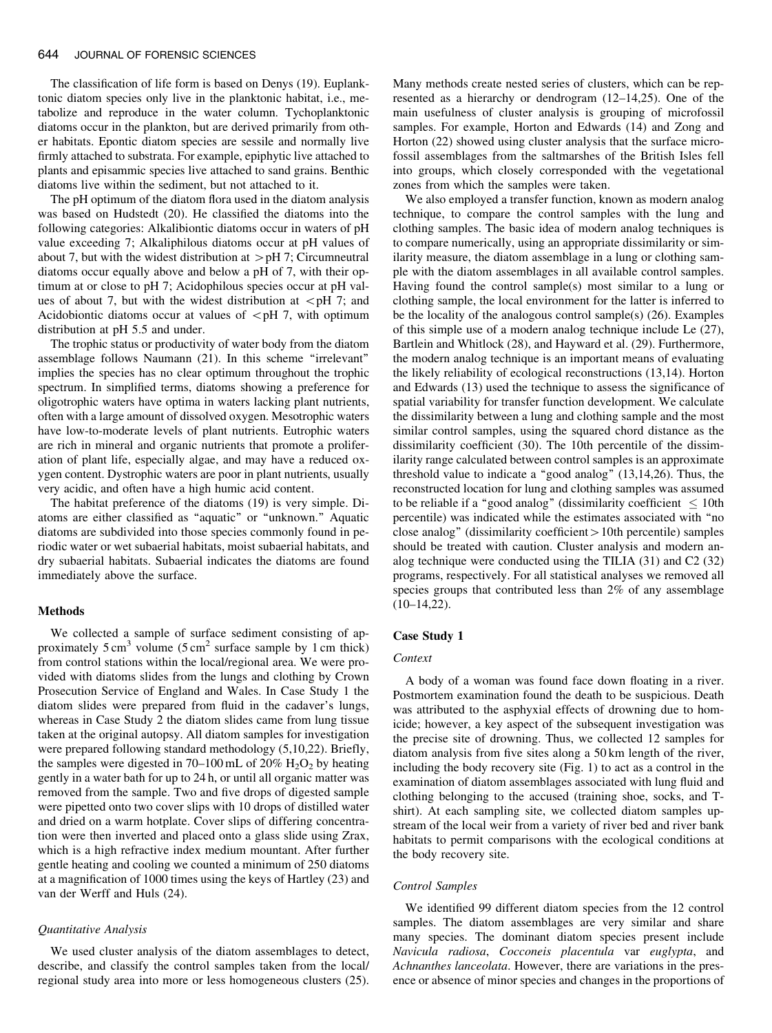The classification of life form is based on Denys (19). Euplanktonic diatom species only live in the planktonic habitat, i.e., metabolize and reproduce in the water column. Tychoplanktonic diatoms occur in the plankton, but are derived primarily from other habitats. Epontic diatom species are sessile and normally live firmly attached to substrata. For example, epiphytic live attached to plants and episammic species live attached to sand grains. Benthic diatoms live within the sediment, but not attached to it.

The pH optimum of the diatom flora used in the diatom analysis was based on Hudstedt (20). He classified the diatoms into the following categories: Alkalibiontic diatoms occur in waters of pH value exceeding 7; Alkaliphilous diatoms occur at pH values of about 7, but with the widest distribution at $>$pH 7; Circumneutral diatoms occur equally above and below a pH of 7, with their optimum at or close to pH 7; Acidophilous species occur at pH values of about 7, but with the widest distribution at $<$pH 7; and Acidobiontic diatoms occur at values of $<$pH 7, with optimum distribution at pH 5.5 and under.

The trophic status or productivity of water body from the diatom assemblage follows Naumann (21). In this scheme "irrelevant" implies the species has no clear optimum throughout the trophic spectrum. In simplified terms, diatoms showing a preference for oligotrophic waters have optima in waters lacking plant nutrients, often with a large amount of dissolved oxygen. Mesotrophic waters have low-to-moderate levels of plant nutrients. Eutrophic waters are rich in mineral and organic nutrients that promote a proliferation of plant life, especially algae, and may have a reduced oxygen content. Dystrophic waters are poor in plant nutrients, usually very acidic, and often have a high humic acid content.

The habitat preference of the diatoms (19) is very simple. Diatoms are either classified as "aquatic" or "unknown." Aquatic diatoms are subdivided into those species commonly found in periodic water or wet subaerial habitats, moist subaerial habitats, and dry subaerial habitats. Subaerial indicates the diatoms are found immediately above the surface.

## Methods

We collected a sample of surface sediment consisting of approximately 5 $cm^3$ volume (5 $cm^2$ surface sample by 1 cm thick) from control stations within the local/regional area. We were provided with diatoms slides from the lungs and clothing by Crown Prosecution Service of England and Wales. In Case Study 1 the diatom slides were prepared from fluid in the cadaver's lungs, whereas in Case Study 2 the diatom slides came from lung tissue taken at the original autopsy. All diatom samples for investigation were prepared following standard methodology (5,10,22). Briefly, the samples were digested in 70–100 mL of 20% $H_2O_2$ by heating gently in a water bath for up to 24 h, or until all organic matter was removed from the sample. Two and five drops of digested sample were pipetted onto two cover slips with 10 drops of distilled water and dried on a warm hotplate. Cover slips of differing concentration were then inverted and placed onto a glass slide using Zrax, which is a high refractive index medium mountant. After further gentle heating and cooling we counted a minimum of 250 diatoms at a magnification of 1000 times using the keys of Hartley (23) and van der Werff and Huls (24).

### Quantitative Analysis

We used cluster analysis of the diatom assemblages to detect, describe, and classify the control samples taken from the local/regional study area into more or less homogeneous clusters (25). Many methods create nested series of clusters, which can be represented as a hierarchy or dendrogram (12–14,25). One of the main usefulness of cluster analysis is grouping of microfossil samples. For example, Horton and Edwards (14) and Zong and Horton (22) showed using cluster analysis that the surface microfossil assemblages from the saltmarshes of the British Isles fell into groups, which closely corresponded with the vegetational zones from which the samples were taken.

We also employed a transfer function, known as modern analog technique, to compare the control samples with the lung and clothing samples. The basic idea of modern analog techniques is to compare numerically, using an appropriate dissimilarity or similarity measure, the diatom assemblage in a lung or clothing sample with the diatom assemblages in all available control samples. Having found the control sample(s) most similar to a lung or clothing sample, the local environment for the latter is inferred to be the locality of the analogous control sample(s) (26). Examples of this simple use of a modern analog technique include Le (27), Bartlein and Whitlock (28), and Hayward et al. (29). Furthermore, the modern analog technique is an important means of evaluating the likely reliability of ecological reconstructions (13,14). Horton and Edwards (13) used the technique to assess the significance of spatial variability for transfer function development. We calculate the dissimilarity between a lung and clothing sample and the most similar control samples, using the squared chord distance as the dissimilarity coefficient (30). The 10th percentile of the dissimilarity range calculated between control samples is an approximate threshold value to indicate a "good analog" (13,14,26). Thus, the reconstructed location for lung and clothing samples was assumed to be reliable if a "good analog" (dissimilarity coefficient $\leq$ 10th percentile) was indicated while the estimates associated with "no close analog" (dissimilarity coefficient $>$ 10th percentile) samples should be treated with caution. Cluster analysis and modern analog technique were conducted using the TILIA (31) and C2 (32) programs, respectively. For all statistical analyses we removed all species groups that contributed less than 2% of any assemblage (10–14,22).

## Case Study 1

### Context

A body of a woman was found face down floating in a river. Postmortem examination found the death to be suspicious. Death was attributed to the asphyxial effects of drowning due to homicide; however, a key aspect of the subsequent investigation was the precise site of drowning. Thus, we collected 12 samples for diatom analysis from five sites along a 50 km length of the river, including the body recovery site (Fig. 1) to act as a control in the examination of diatom assemblages associated with lung fluid and clothing belonging to the accused (training shoe, socks, and T-shirt). At each sampling site, we collected diatom samples upstream of the local weir from a variety of river bed and river bank habitats to permit comparisons with the ecological conditions at the body recovery site.

### Control Samples

We identified 99 different diatom species from the 12 control samples. The diatom assemblages are very similar and share many species. The dominant diatom species present include *Navicula radiosa*, *Cocconeis placentula* var *euglypta*, and *Achnanthes lanceolata*. However, there are variations in the presence or absence of minor species and changes in the proportions of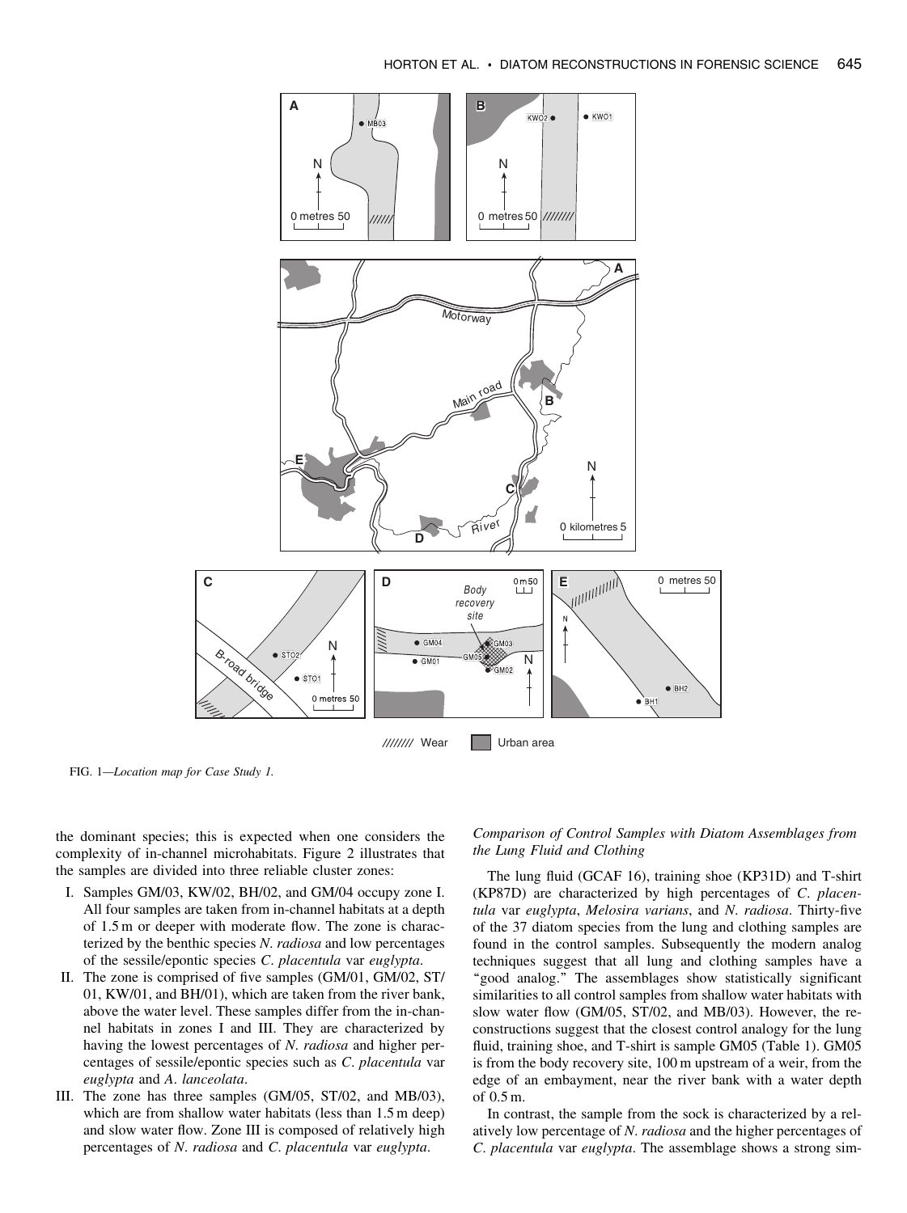FIG. 1—*Location map for Case Study 1.*

the dominant species; this is expected when one considers the complexity of in-channel microhabitats. Figure 2 illustrates that the samples are divided into three reliable cluster zones:

I. Samples GM/03, KW/02, BH/02, and GM/04 occupy zone I. All four samples are taken from in-channel habitats at a depth of 1.5 m or deeper with moderate flow. The zone is characterized by the benthic species *N. radiosa* and low percentages of the sessile/epontic species *C. placentula* var *euglypta*.
II. The zone is comprised of five samples (GM/01, GM/02, ST/01, KW/01, and BH/01), which are taken from the river bank, above the water level. These samples differ from the in-channel habitats in zones I and III. They are characterized by having the lowest percentages of *N. radiosa* and higher percentages of sessile/epontic species such as *C. placentula* var *euglypta* and *A. lanceolata*.
III. The zone has three samples (GM/05, ST/02, and MB/03), which are from shallow water habitats (less than 1.5 m deep) and slow water flow. Zone III is composed of relatively high percentages of *N. radiosa* and *C. placentula* var *euglypta*.

### *Comparison of Control Samples with Diatom Assemblages from the Lung Fluid and Clothing*

The lung fluid (GCAF 16), training shoe (KP31D) and T-shirt (KP87D) are characterized by high percentages of *C. placentula* var *euglypta*, *Melosira varians*, and *N. radiosa*. Thirty-five of the 37 diatom species from the lung and clothing samples are found in the control samples. Subsequently the modern analog techniques suggest that all lung and clothing samples have a "good analog." The assemblages show statistically significant similarities to all control samples from shallow water habitats with slow water flow (GM/05, ST/02, and MB/03). However, the reconstructions suggest that the closest control analogy for the lung fluid, training shoe, and T-shirt is sample GM05 (Table 1). GM05 is from the body recovery site, 100 m upstream of a weir, from the edge of an embayment, near the river bank with a water depth of 0.5 m.

In contrast, the sample from the sock is characterized by a relatively low percentage of *N. radiosa* and the higher percentages of *C. placentula* var *euglypta*. The assemblage shows a strong sim-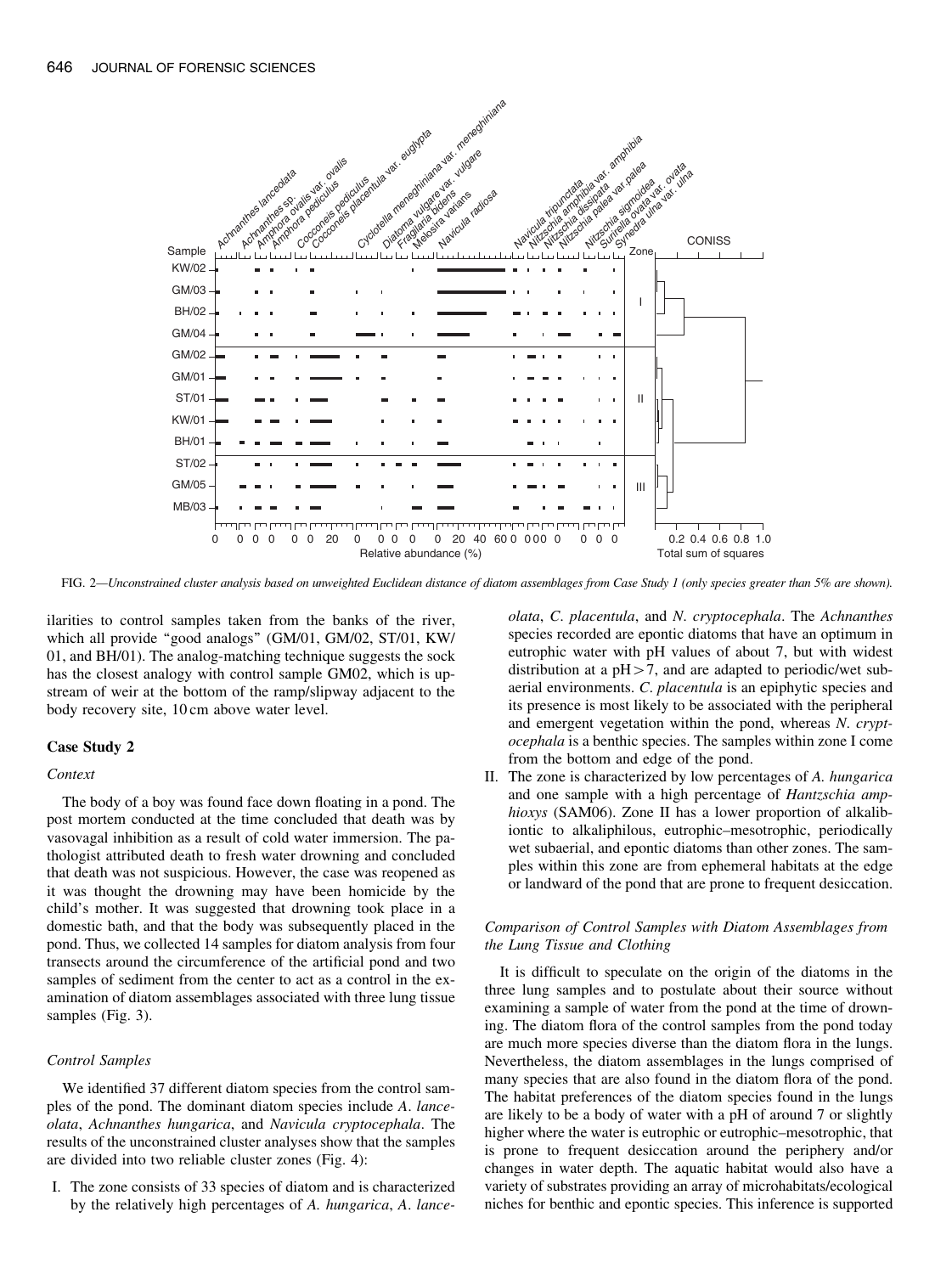FIG. 2—*Unconstrained cluster analysis based on unweighted Euclidean distance of diatom assemblages from Case Study 1 (only species greater than 5% are shown).*

ilarities to control samples taken from the banks of the river, which all provide "good analogs" (GM/01, GM/02, ST/01, KW/01, and BH/01). The analog-matching technique suggests the sock has the closest analogy with control sample GM02, which is upstream of weir at the bottom of the ramp/slipway adjacent to the body recovery site, 10 cm above water level.

## Case Study 2

### Context

The body of a boy was found face down floating in a pond. The post mortem conducted at the time concluded that death was by vasovagal inhibition as a result of cold water immersion. The pathologist attributed death to fresh water drowning and concluded that death was not suspicious. However, the case was reopened as it was thought the drowning may have been homicide by the child's mother. It was suggested that drowning took place in a domestic bath, and that the body was subsequently placed in the pond. Thus, we collected 14 samples for diatom analysis from four transects around the circumference of the artificial pond and two samples of sediment from the center to act as a control in the examination of diatom assemblages associated with three lung tissue samples (Fig. 3).

### Control Samples

We identified 37 different diatom species from the control samples of the pond. The dominant diatom species include *A. lanceolata*, *Achnanthes hungarica*, and *Navicula cryptocephala*. The results of the unconstrained cluster analyses show that the samples are divided into two reliable cluster zones (Fig. 4):

I. The zone consists of 33 species of diatom and is characterized by the relatively high percentages of *A. hungarica*, *A. lanceolata*, *C. placentula*, and *N. cryptocephala*. The *Achnanthes* species recorded are epontic diatoms that have an optimum in eutrophic water with pH values of about 7, but with widest distribution at a $pH > 7$, and are adapted to periodic/wet subaerial environments. *C. placentula* is an epiphytic species and its presence is most likely to be associated with the peripheral and emergent vegetation within the pond, whereas *N. cryptocephala* is a benthic species. The samples within zone I come from the bottom and edge of the pond.

II. The zone is characterized by low percentages of *A. hungarica* and one sample with a high percentage of *Hantzschia amphioxys* (SAM06). Zone II has a lower proportion of alkalibiontic to alkaliphilous, eutrophic–mesotrophic, periodically wet subaerial, and epontic diatoms than other zones. The samples within this zone are from ephemeral habitats at the edge or landward of the pond that are prone to frequent desiccation.

### Comparison of Control Samples with Diatom Assemblages from the Lung Tissue and Clothing

It is difficult to speculate on the origin of the diatoms in the three lung samples and to postulate about their source without examining a sample of water from the pond at the time of drowning. The diatom flora of the control samples from the pond today are much more species diverse than the diatom flora in the lungs. Nevertheless, the diatom assemblages in the lungs comprised of many species that are also found in the diatom flora of the pond. The habitat preferences of the diatom species found in the lungs are likely to be a body of water with a pH of around 7 or slightly higher where the water is eutrophic or eutrophic–mesotrophic, that is prone to frequent desiccation around the periphery and/or changes in water depth. The aquatic habitat would also have a variety of substrates providing an array of microhabitats/ecological niches for benthic and epontic species. This inference is supported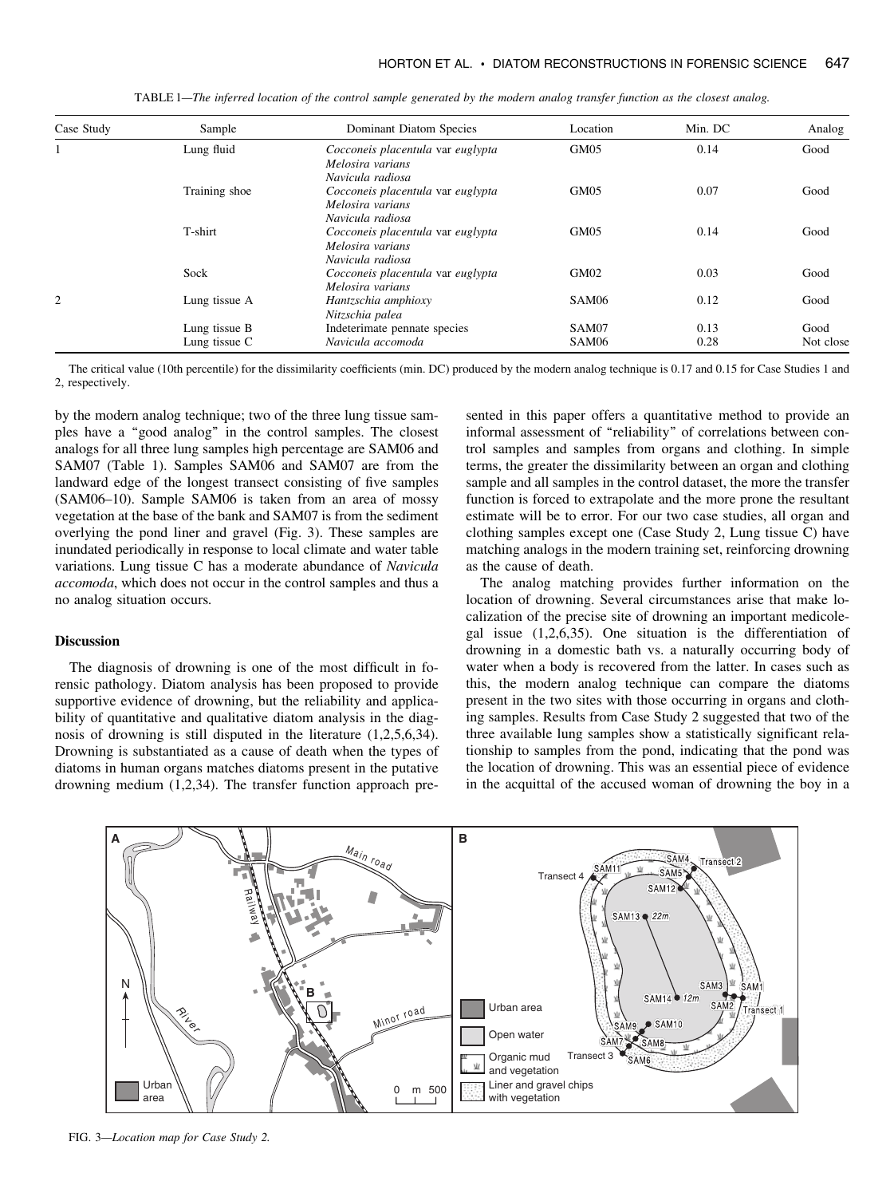TABLE 1—*The inferred location of the control sample generated by the modern analog transfer function as the closest analog.*

| Case Study | Sample | Dominant Diatom Species | Location | Min. DC | Analog |
|---|---|---|---|---|---|
| 1 | Lung fluid | *Cocconeis placentula* var *euglypta* *Melosira varians* *Navicula radiosa* | GM05 | 0.14 | Good |
| | Training shoe | *Cocconeis placentula* var *euglypta* *Melosira varians* *Navicula radiosa* | GM05 | 0.07 | Good |
| | T-shirt | *Cocconeis placentula* var *euglypta* *Melosira varians* *Navicula radiosa* | GM05 | 0.14 | Good |
| | Sock | *Cocconeis placentula* var *euglypta* *Melosira varians* | GM02 | 0.03 | Good |
| 2 | Lung tissue A | *Hantzschia amphioxy* *Nitzschia palea* | SAM06 | 0.12 | Good |
| | Lung tissue B | Indeterimate pennate species | SAM07 | 0.13 | Good |
| | Lung tissue C | *Navicula accomoda* | SAM06 | 0.28 | Not close |

The critical value (10th percentile) for the dissimilarity coefficients (min. DC) produced by the modern analog technique is 0.17 and 0.15 for Case Studies 1 and 2, respectively.

by the modern analog technique; two of the three lung tissue samples have a "good analog" in the control samples. The closest analogs for all three lung samples high percentage are SAM06 and SAM07 (Table 1). Samples SAM06 and SAM07 are from the landward edge of the longest transect consisting of five samples (SAM06–10). Sample SAM06 is taken from an area of mossy vegetation at the base of the bank and SAM07 is from the sediment overlying the pond liner and gravel (Fig. 3). These samples are inundated periodically in response to local climate and water table variations. Lung tissue C has a moderate abundance of *Navicula accomoda*, which does not occur in the control samples and thus a no analog situation occurs.

## Discussion

The diagnosis of drowning is one of the most difficult in forensic pathology. Diatom analysis has been proposed to provide supportive evidence of drowning, but the reliability and applicability of quantitative and qualitative diatom analysis in the diagnosis of drowning is still disputed in the literature (1,2,5,6,34). Drowning is substantiated as a cause of death when the types of diatoms in human organs matches diatoms present in the putative drowning medium (1,2,34). The transfer function approach presented in this paper offers a quantitative method to provide an informal assessment of "reliability" of correlations between control samples and samples from organs and clothing. In simple terms, the greater the dissimilarity between an organ and clothing sample and all samples in the control dataset, the more the transfer function is forced to extrapolate and the more prone the resultant estimate will be to error. For our two case studies, all organ and clothing samples except one (Case Study 2, Lung tissue C) have matching analogs in the modern training set, reinforcing drowning as the cause of death.

The analog matching provides further information on the location of drowning. Several circumstances arise that make localization of the precise site of drowning an important medicolegal issue (1,2,6,35). One situation is the differentiation of drowning in a domestic bath vs. a naturally occurring body of water when a body is recovered from the latter. In cases such as this, the modern analog technique can compare the diatoms present in the two sites with those occurring in organs and clothing samples. Results from Case Study 2 suggested that two of the three available lung samples show a statistically significant relationship to samples from the pond, indicating that the pond was the location of drowning. This was an essential piece of evidence in the acquittal of the accused woman of drowning the boy in a

A
Main road
Railway
River
Minor road
N
B
Urban area
0 m 500

B
Transect 4
Transect 2
Transect 1
Transect 3
SAM1 SAM2 SAM3 SAM4 SAM5 SAM6 SAM7 SAM8 SAM9 SAM10 SAM11 SAM12
SAM13 22m
SAM14 12m
Urban area
Open water
Organic mud and vegetation
Liner and gravel chips with vegetation

FIG. 3—*Location map for Case Study 2.*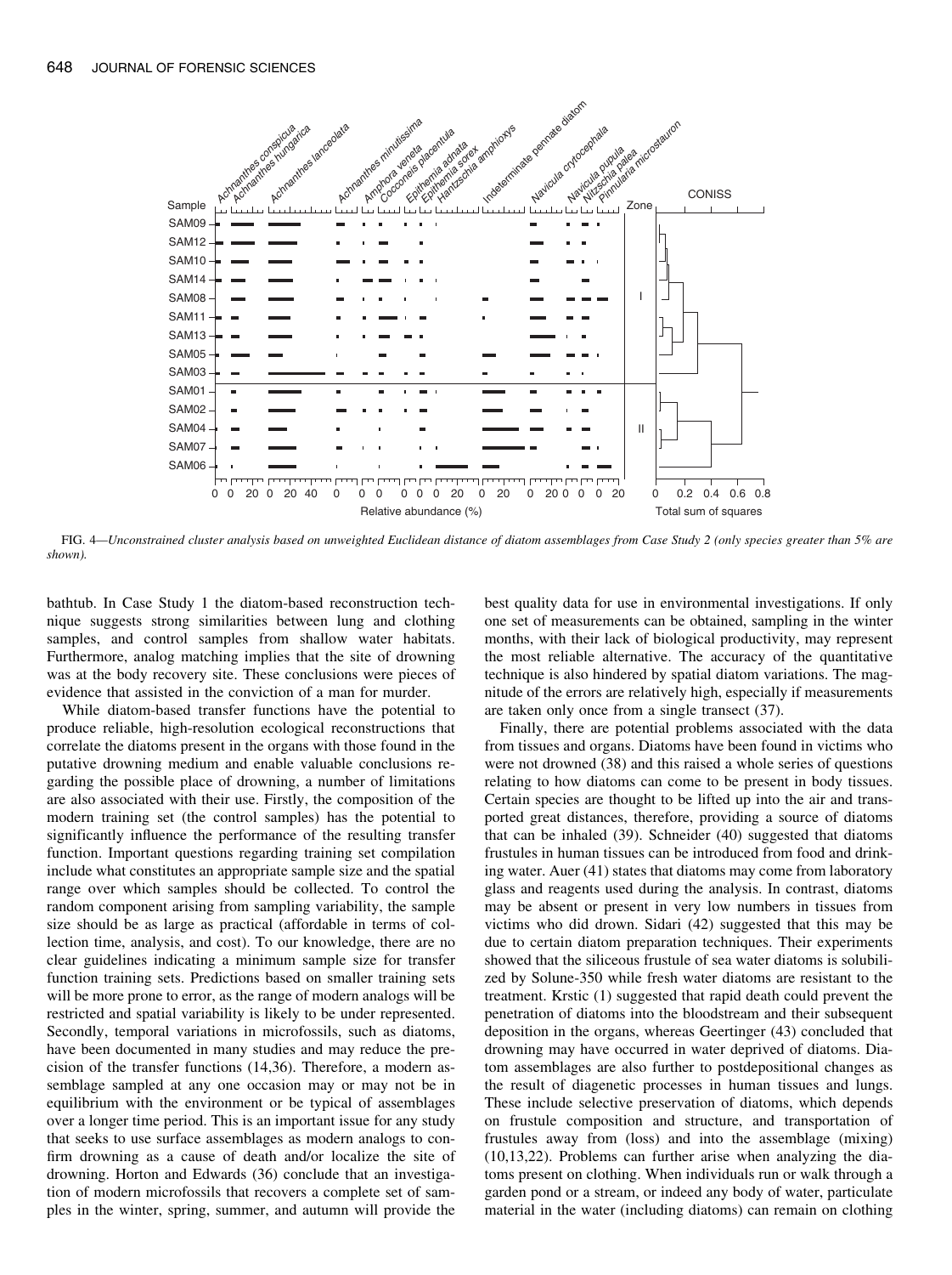FIG. 4—*Unconstrained cluster analysis based on unweighted Euclidean distance of diatom assemblages from Case Study 2 (only species greater than 5% are shown).*

bathtub. In Case Study 1 the diatom-based reconstruction technique suggests strong similarities between lung and clothing samples, and control samples from shallow water habitats. Furthermore, analog matching implies that the site of drowning was at the body recovery site. These conclusions were pieces of evidence that assisted in the conviction of a man for murder.

While diatom-based transfer functions have the potential to produce reliable, high-resolution ecological reconstructions that correlate the diatoms present in the organs with those found in the putative drowning medium and enable valuable conclusions regarding the possible place of drowning, a number of limitations are also associated with their use. Firstly, the composition of the modern training set (the control samples) has the potential to significantly influence the performance of the resulting transfer function. Important questions regarding training set compilation include what constitutes an appropriate sample size and the spatial range over which samples should be collected. To control the random component arising from sampling variability, the sample size should be as large as practical (affordable in terms of collection time, analysis, and cost). To our knowledge, there are no clear guidelines indicating a minimum sample size for transfer function training sets. Predictions based on smaller training sets will be more prone to error, as the range of modern analogs will be restricted and spatial variability is likely to be under represented. Secondly, temporal variations in microfossils, such as diatoms, have been documented in many studies and may reduce the precision of the transfer functions (14,36). Therefore, a modern assemblage sampled at any one occasion may or may not be in equilibrium with the environment or be typical of assemblages over a longer time period. This is an important issue for any study that seeks to use surface assemblages as modern analogs to confirm drowning as a cause of death and/or localize the site of drowning. Horton and Edwards (36) conclude that an investigation of modern microfossils that recovers a complete set of samples in the winter, spring, summer, and autumn will provide the best quality data for use in environmental investigations. If only one set of measurements can be obtained, sampling in the winter months, with their lack of biological productivity, may represent the most reliable alternative. The accuracy of the quantitative technique is also hindered by spatial diatom variations. The magnitude of the errors are relatively high, especially if measurements are taken only once from a single transect (37).

Finally, there are potential problems associated with the data from tissues and organs. Diatoms have been found in victims who were not drowned (38) and this raised a whole series of questions relating to how diatoms can come to be present in body tissues. Certain species are thought to be lifted up into the air and transported great distances, therefore, providing a source of diatoms that can be inhaled (39). Schneider (40) suggested that diatoms frustules in human tissues can be introduced from food and drinking water. Auer (41) states that diatoms may come from laboratory glass and reagents used during the analysis. In contrast, diatoms may be absent or present in very low numbers in tissues from victims who did drown. Sidari (42) suggested that this may be due to certain diatom preparation techniques. Their experiments showed that the siliceous frustule of sea water diatoms is solubilized by Solune-350 while fresh water diatoms are resistant to the treatment. Krstic (1) suggested that rapid death could prevent the penetration of diatoms into the bloodstream and their subsequent deposition in the organs, whereas Geertinger (43) concluded that drowning may have occurred in water deprived of diatoms. Diatom assemblages are also further to postdepositional changes as the result of diagenetic processes in human tissues and lungs. These include selective preservation of diatoms, which depends on frustule composition and structure, and transportation of frustules away from (loss) and into the assemblage (mixing) (10,13,22). Problems can further arise when analyzing the diatoms present on clothing. When individuals run or walk through a garden pond or a stream, or indeed any body of water, particulate material in the water (including diatoms) can remain on clothing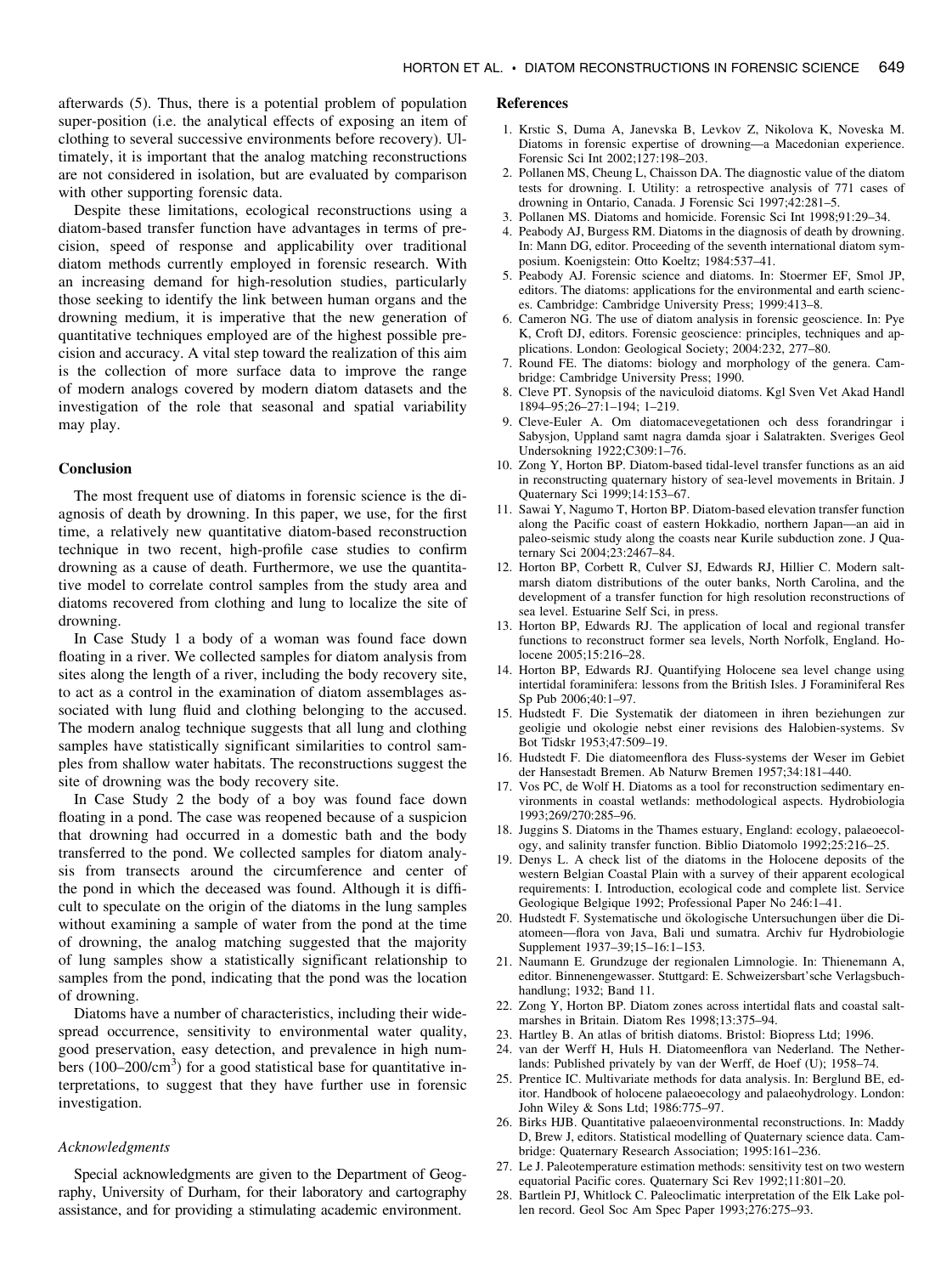afterwards (5). Thus, there is a potential problem of population super-position (i.e. the analytical effects of exposing an item of clothing to several successive environments before recovery). Ultimately, it is important that the analog matching reconstructions are not considered in isolation, but are evaluated by comparison with other supporting forensic data.

Despite these limitations, ecological reconstructions using a diatom-based transfer function have advantages in terms of precision, speed of response and applicability over traditional diatom methods currently employed in forensic research. With an increasing demand for high-resolution studies, particularly those seeking to identify the link between human organs and the drowning medium, it is imperative that the new generation of quantitative techniques employed are of the highest possible precision and accuracy. A vital step toward the realization of this aim is the collection of more surface data to improve the range of modern analogs covered by modern diatom datasets and the investigation of the role that seasonal and spatial variability may play.

## Conclusion

The most frequent use of diatoms in forensic science is the diagnosis of death by drowning. In this paper, we use, for the first time, a relatively new quantitative diatom-based reconstruction technique in two recent, high-profile case studies to confirm drowning as a cause of death. Furthermore, we use the quantitative model to correlate control samples from the study area and diatoms recovered from clothing and lung to localize the site of drowning.

In Case Study 1 a body of a woman was found face down floating in a river. We collected samples for diatom analysis from sites along the length of a river, including the body recovery site, to act as a control in the examination of diatom assemblages associated with lung fluid and clothing belonging to the accused. The modern analog technique suggests that all lung and clothing samples have statistically significant similarities to control samples from shallow water habitats. The reconstructions suggest the site of drowning was the body recovery site.

In Case Study 2 the body of a boy was found face down floating in a pond. The case was reopened because of a suspicion that drowning had occurred in a domestic bath and the body transferred to the pond. We collected samples for diatom analysis from transects around the circumference and center of the pond in which the deceased was found. Although it is difficult to speculate on the origin of the diatoms in the lung samples without examining a sample of water from the pond at the time of drowning, the analog matching suggested that the majority of lung samples show a statistically significant relationship to samples from the pond, indicating that the pond was the location of drowning.

Diatoms have a number of characteristics, including their widespread occurrence, sensitivity to environmental water quality, good preservation, easy detection, and prevalence in high numbers (100–200/$cm^3$) for a good statistical base for quantitative interpretations, to suggest that they have further use in forensic investigation.

### *Acknowledgments*

Special acknowledgments are given to the Department of Geography, University of Durham, for their laboratory and cartography assistance, and for providing a stimulating academic environment.

## References

1. Krstic S, Duma A, Janevska B, Levkov Z, Nikolova K, Noveska M. Diatoms in forensic expertise of drowning—a Macedonian experience. Forensic Sci Int 2002;127:198–203.
2. Pollanen MS, Cheung L, Chaisson DA. The diagnostic value of the diatom tests for drowning. I. Utility: a retrospective analysis of 771 cases of drowning in Ontario, Canada. J Forensic Sci 1997;42:281–5.
3. Pollanen MS. Diatoms and homicide. Forensic Sci Int 1998;91:29–34.
4. Peabody AJ, Burgess RM. Diatoms in the diagnosis of death by drowning. In: Mann DG, editor. Proceeding of the seventh international diatom symposium. Koenigstein: Otto Koeltz; 1984:537–41.
5. Peabody AJ. Forensic science and diatoms. In: Stoermer EF, Smol JP, editors. The diatoms: applications for the environmental and earth sciences. Cambridge: Cambridge University Press; 1999:413–8.
6. Cameron NG. The use of diatom analysis in forensic geoscience. In: Pye K, Croft DJ, editors. Forensic geoscience: principles, techniques and applications. London: Geological Society; 2004:232, 277–80.
7. Round FE. The diatoms: biology and morphology of the genera. Cambridge: Cambridge University Press; 1990.
8. Cleve PT. Synopsis of the naviculoid diatoms. Kgl Sven Vet Akad Handl 1894–95;26–27:1–194; 1–219.
9. Cleve-Euler A. Om diatomacevegetationen och dess forandringar i Sabysjon, Uppland samt nagra damda sjoar i Salatrakten. Sveriges Geol Undersokning 1922;C309:1–76.
10. Zong Y, Horton BP. Diatom-based tidal-level transfer functions as an aid in reconstructing quaternary history of sea-level movements in Britain. J Quaternary Sci 1999;14:153–67.
11. Sawai Y, Nagumo T, Horton BP. Diatom-based elevation transfer function along the Pacific coast of eastern Hokkadio, northern Japan—an aid in paleo-seismic study along the coasts near Kurile subduction zone. J Quaternary Sci 2004;23:2467–84.
12. Horton BP, Corbett R, Culver SJ, Edwards RJ, Hillier C. Modern saltmarsh diatom distributions of the outer banks, North Carolina, and the development of a transfer function for high resolution reconstructions of sea level. Estuarine Self Sci, in press.
13. Horton BP, Edwards RJ. The application of local and regional transfer functions to reconstruct former sea levels, North Norfolk, England. Holocene 2005;15:216–28.
14. Horton BP, Edwards RJ. Quantifying Holocene sea level change using intertidal foraminifera: lessons from the British Isles. J Foraminiferal Res Sp Pub 2006;40:1–97.
15. Hudstedt F. Die Systematik der diatomeen in ihren beziehungen zur geoligie und okologie nebst einer revisions des Halobien-systems. Sv Bot Tidskr 1953;47:509–19.
16. Hudstedt F. Die diatomeenflora des Fluss-systems der Weser im Gebiet der Hansestadt Bremen. Ab Naturw Bremen 1957;34:181–440.
17. Vos PC, de Wolf H. Diatoms as a tool for reconstruction sedimentary environments in coastal wetlands: methodological aspects. Hydrobiologia 1993;269/270:285–96.
18. Juggins S. Diatoms in the Thames estuary, England: ecology, palaeoecology, and salinity transfer function. Biblio Diatomolo 1992;25:216–25.
19. Denys L. A check list of the diatoms in the Holocene deposits of the western Belgian Coastal Plain with a survey of their apparent ecological requirements: I. Introduction, ecological code and complete list. Service Geologique Belgique 1992; Professional Paper No 246:1–41.
20. Hudstedt F. Systematische und ökologische Untersuchungen über die Diatomeen—flora von Java, Bali und sumatra. Archiv fur Hydrobiologie Supplement 1937–39;15–16:1–153.
21. Naumann E. Grundzuge der regionalen Limnologie. In: Thienemann A, editor. Binnenengewasser. Stuttgard: E. Schweizersbart'sche Verlagsbuchhandlung; 1932; Band 11.
22. Zong Y, Horton BP. Diatom zones across intertidal flats and coastal saltmarshes in Britain. Diatom Res 1998;13:375–94.
23. Hartley B. An atlas of british diatoms. Bristol: Biopress Ltd; 1996.
24. van der Werff H, Huls H. Diatomeenflora van Nederland. The Netherlands: Published privately by van der Werff, de Hoef (U); 1958–74.
25. Prentice IC. Multivariate methods for data analysis. In: Berglund BE, editor. Handbook of holocene palaeoecology and palaeohydrology. London: John Wiley & Sons Ltd; 1986:775–97.
26. Birks HJB. Quantitative palaeoenvironmental reconstructions. In: Maddy D, Brew J, editors. Statistical modelling of Quaternary science data. Cambridge: Quaternary Research Association; 1995:161–236.
27. Le J. Paleotemperature estimation methods: sensitivity test on two western equatorial Pacific cores. Quaternary Sci Rev 1992;11:801–20.
28. Bartlein PJ, Whitlock C. Paleoclimatic interpretation of the Elk Lake pollen record. Geol Soc Am Spec Paper 1993;276:275–93.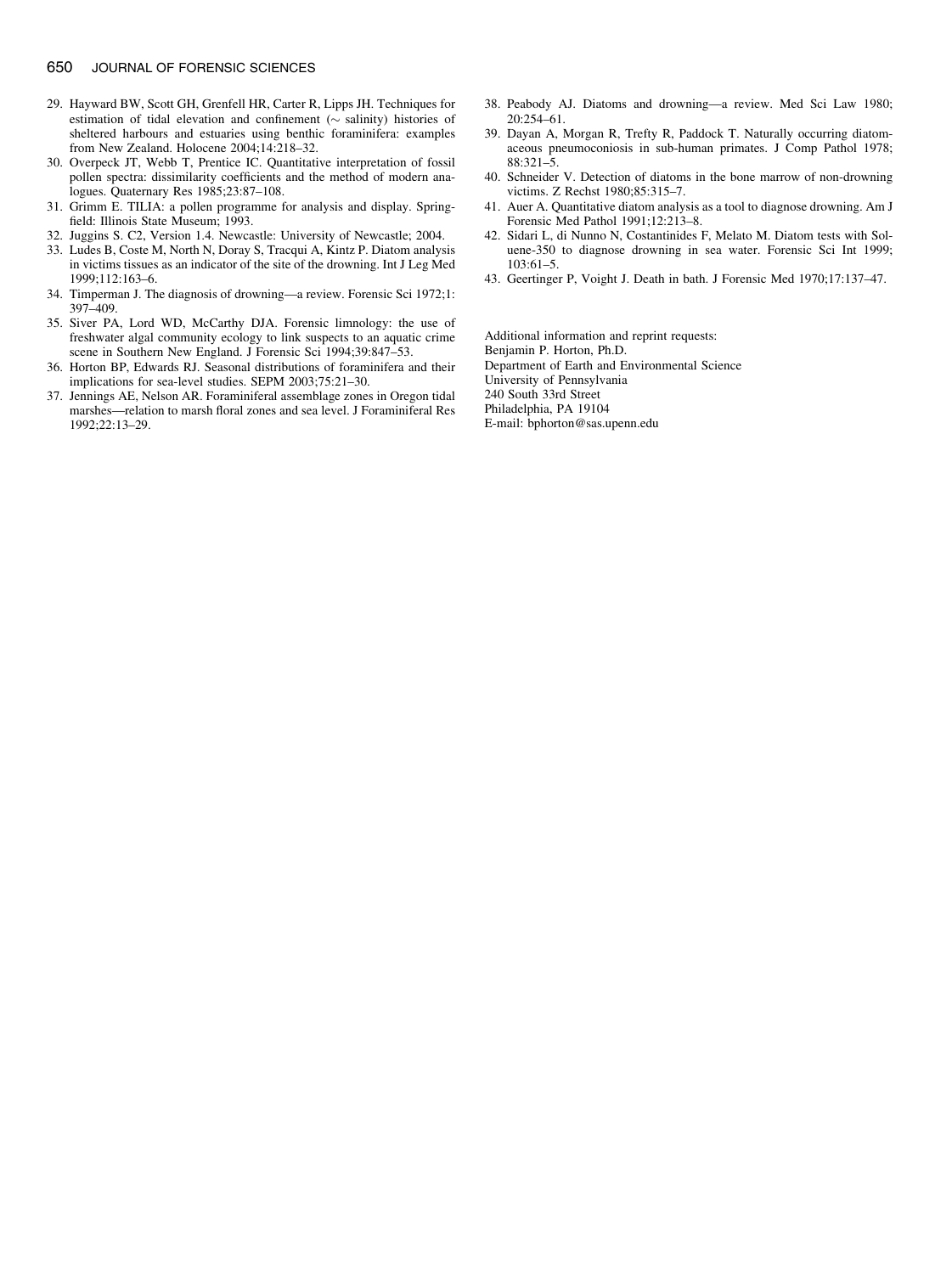29. Hayward BW, Scott GH, Grenfell HR, Carter R, Lipps JH. Techniques for estimation of tidal elevation and confinement (~ salinity) histories of sheltered harbours and estuaries using benthic foraminifera: examples from New Zealand. Holocene 2004;14:218–32.
30. Overpeck JT, Webb T, Prentice IC. Quantitative interpretation of fossil pollen spectra: dissimilarity coefficients and the method of modern analogues. Quaternary Res 1985;23:87–108.
31. Grimm E. TILIA: a pollen programme for analysis and display. Springfield: Illinois State Museum; 1993.
32. Juggins S. C2, Version 1.4. Newcastle: University of Newcastle; 2004.
33. Ludes B, Coste M, North N, Doray S, Tracqui A, Kintz P. Diatom analysis in victims tissues as an indicator of the site of the drowning. Int J Leg Med 1999;112:163–6.
34. Timperman J. The diagnosis of drowning—a review. Forensic Sci 1972;1:397–409.
35. Siver PA, Lord WD, McCarthy DJA. Forensic limnology: the use of freshwater algal community ecology to link suspects to an aquatic crime scene in Southern New England. J Forensic Sci 1994;39:847–53.
36. Horton BP, Edwards RJ. Seasonal distributions of foraminifera and their implications for sea-level studies. SEPM 2003;75:21–30.
37. Jennings AE, Nelson AR. Foraminiferal assemblage zones in Oregon tidal marshes—relation to marsh floral zones and sea level. J Foraminiferal Res 1992;22:13–29.
38. Peabody AJ. Diatoms and drowning—a review. Med Sci Law 1980;20:254–61.
39. Dayan A, Morgan R, Trefty R, Paddock T. Naturally occurring diatomaceous pneumoconiosis in sub-human primates. J Comp Pathol 1978;88:321–5.
40. Schneider V. Detection of diatoms in the bone marrow of non-drowning victims. Z Rechst 1980;85:315–7.
41. Auer A. Quantitative diatom analysis as a tool to diagnose drowning. Am J Forensic Med Pathol 1991;12:213–8.
42. Sidari L, di Nunno N, Costantinides F, Melato M. Diatom tests with Soluene-350 to diagnose drowning in sea water. Forensic Sci Int 1999;103:61–5.
43. Geertinger P, Voight J. Death in bath. J Forensic Med 1970;17:137–47.

Additional information and reprint requests:
Benjamin P. Horton, Ph.D.
Department of Earth and Environmental Science
University of Pennsylvania
240 South 33rd Street
Philadelphia, PA 19104
E-mail: bphorton@sas.upenn.edu